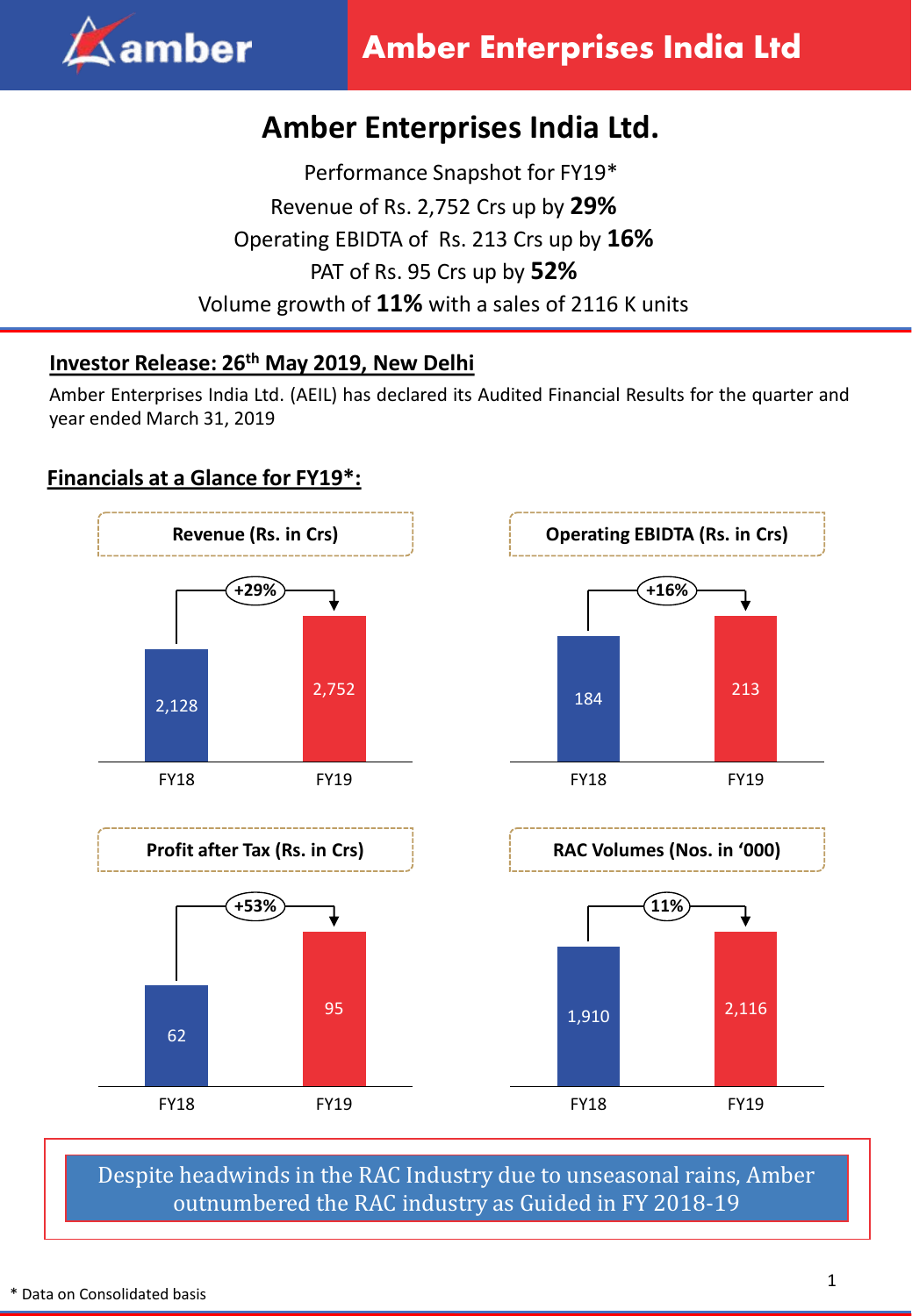# Amber Enterprises India Ltd.

Performance Snapshot for FY19*

Revenue of Rs. 2,752 Crs up by **29%**

Operating EBIDTA of Rs. 213 Crs up by **16%**

PAT of Rs. 95 Crs up by **52%**

Volume growth of **11%** with a sales of 2116 K units

## Investor Release: 26th May 2019, New Delhi

Amber Enterprises India Ltd. (AEIL) has declared its Audited Financial Results for the quarter and year ended March 31, 2019

## Financials at a Glance for FY19*:

**Revenue (Rs. in Crs)**

| | FY18 | FY19 |
|---|---|---|
| Revenue | 2,128 | 2,752 |

+29%

**Operating EBIDTA (Rs. in Crs)**

| | FY18 | FY19 |
|---|---|---|
| Operating EBIDTA | 184 | 213 |

+16%

**Profit after Tax (Rs. in Crs)**

| | FY18 | FY19 |
|---|---|---|
| Profit after Tax | 62 | 95 |

+53%

**RAC Volumes (Nos. in '000)**

| | FY18 | FY19 |
|---|---|---|
| RAC Volumes | 1,910 | 2,116 |

11%

Despite headwinds in the RAC Industry due to unseasonal rains, Amber outnumbered the RAC industry as Guided in FY 2018-19

\* Data on Consolidated basis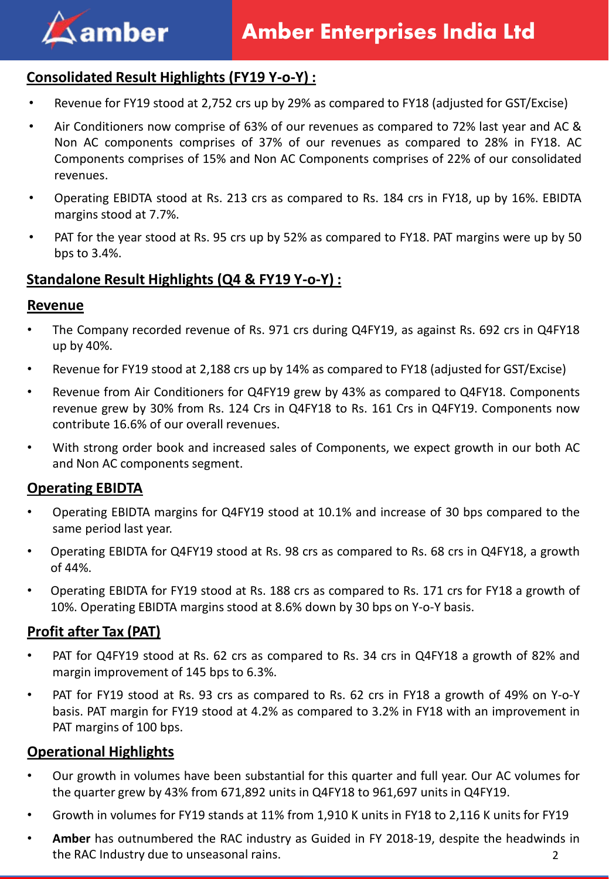## Consolidated Result Highlights (FY19 Y-o-Y) :

- Revenue for FY19 stood at 2,752 crs up by 29% as compared to FY18 (adjusted for GST/Excise)
- Air Conditioners now comprise of 63% of our revenues as compared to 72% last year and AC & Non AC components comprises of 37% of our revenues as compared to 28% in FY18. AC Components comprises of 15% and Non AC Components comprises of 22% of our consolidated revenues.
- Operating EBIDTA stood at Rs. 213 crs as compared to Rs. 184 crs in FY18, up by 16%. EBIDTA margins stood at 7.7%.
- PAT for the year stood at Rs. 95 crs up by 52% as compared to FY18. PAT margins were up by 50 bps to 3.4%.

## Standalone Result Highlights (Q4 & FY19 Y-o-Y) :

### Revenue

- The Company recorded revenue of Rs. 971 crs during Q4FY19, as against Rs. 692 crs in Q4FY18 up by 40%.
- Revenue for FY19 stood at 2,188 crs up by 14% as compared to FY18 (adjusted for GST/Excise)
- Revenue from Air Conditioners for Q4FY19 grew by 43% as compared to Q4FY18. Components revenue grew by 30% from Rs. 124 Crs in Q4FY18 to Rs. 161 Crs in Q4FY19. Components now contribute 16.6% of our overall revenues.
- With strong order book and increased sales of Components, we expect growth in our both AC and Non AC components segment.

### Operating EBIDTA

- Operating EBIDTA margins for Q4FY19 stood at 10.1% and increase of 30 bps compared to the same period last year.
- Operating EBIDTA for Q4FY19 stood at Rs. 98 crs as compared to Rs. 68 crs in Q4FY18, a growth of 44%.
- Operating EBIDTA for FY19 stood at Rs. 188 crs as compared to Rs. 171 crs for FY18 a growth of 10%. Operating EBIDTA margins stood at 8.6% down by 30 bps on Y-o-Y basis.

### Profit after Tax (PAT)

- PAT for Q4FY19 stood at Rs. 62 crs as compared to Rs. 34 crs in Q4FY18 a growth of 82% and margin improvement of 145 bps to 6.3%.
- PAT for FY19 stood at Rs. 93 crs as compared to Rs. 62 crs in FY18 a growth of 49% on Y-o-Y basis. PAT margin for FY19 stood at 4.2% as compared to 3.2% in FY18 with an improvement in PAT margins of 100 bps.

### Operational Highlights

- Our growth in volumes have been substantial for this quarter and full year. Our AC volumes for the quarter grew by 43% from 671,892 units in Q4FY18 to 961,697 units in Q4FY19.
- Growth in volumes for FY19 stands at 11% from 1,910 K units in FY18 to 2,116 K units for FY19
- **Amber** has outnumbered the RAC industry as Guided in FY 2018-19, despite the headwinds in the RAC Industry due to unseasonal rains.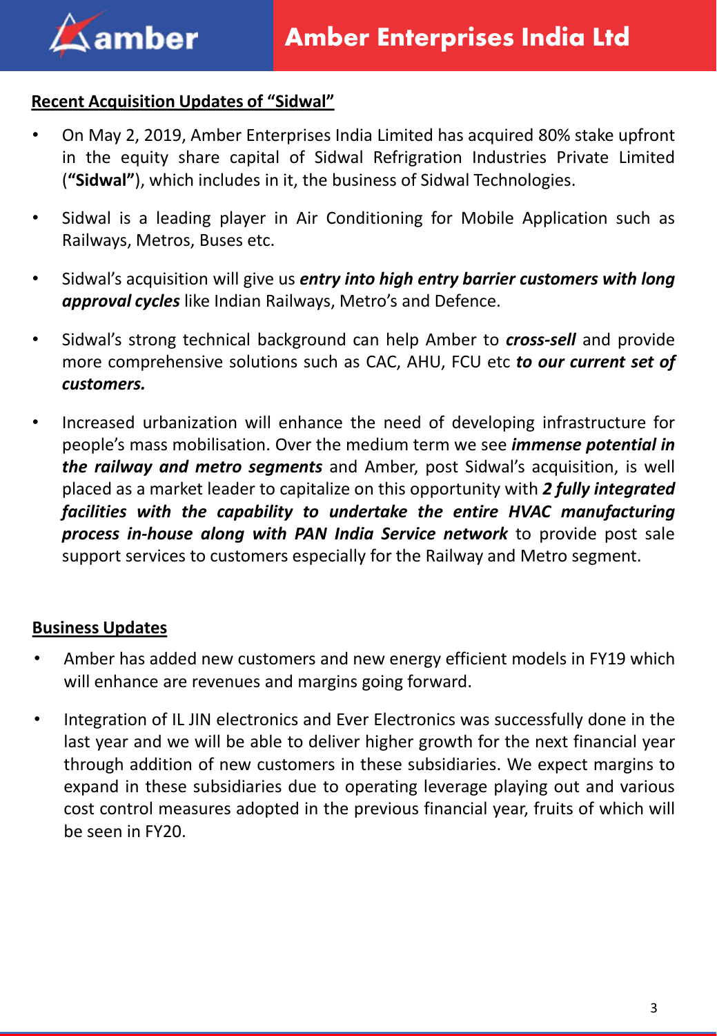## Recent Acquisition Updates of "Sidwal"

- On May 2, 2019, Amber Enterprises India Limited has acquired 80% stake upfront in the equity share capital of Sidwal Refrigration Industries Private Limited (**"Sidwal"**), which includes in it, the business of Sidwal Technologies.
- Sidwal is a leading player in Air Conditioning for Mobile Application such as Railways, Metros, Buses etc.
- Sidwal's acquisition will give us ***entry into high entry barrier customers with long approval cycles*** like Indian Railways, Metro's and Defence.
- Sidwal's strong technical background can help Amber to ***cross-sell*** and provide more comprehensive solutions such as CAC, AHU, FCU etc ***to our current set of customers.***
- Increased urbanization will enhance the need of developing infrastructure for people's mass mobilisation. Over the medium term we see ***immense potential in the railway and metro segments*** and Amber, post Sidwal's acquisition, is well placed as a market leader to capitalize on this opportunity with ***2 fully integrated facilities with the capability to undertake the entire HVAC manufacturing process in-house along with PAN India Service network*** to provide post sale support services to customers especially for the Railway and Metro segment.

## Business Updates

- Amber has added new customers and new energy efficient models in FY19 which will enhance are revenues and margins going forward.
- Integration of IL JIN electronics and Ever Electronics was successfully done in the last year and we will be able to deliver higher growth for the next financial year through addition of new customers in these subsidiaries. We expect margins to expand in these subsidiaries due to operating leverage playing out and various cost control measures adopted in the previous financial year, fruits of which will be seen in FY20.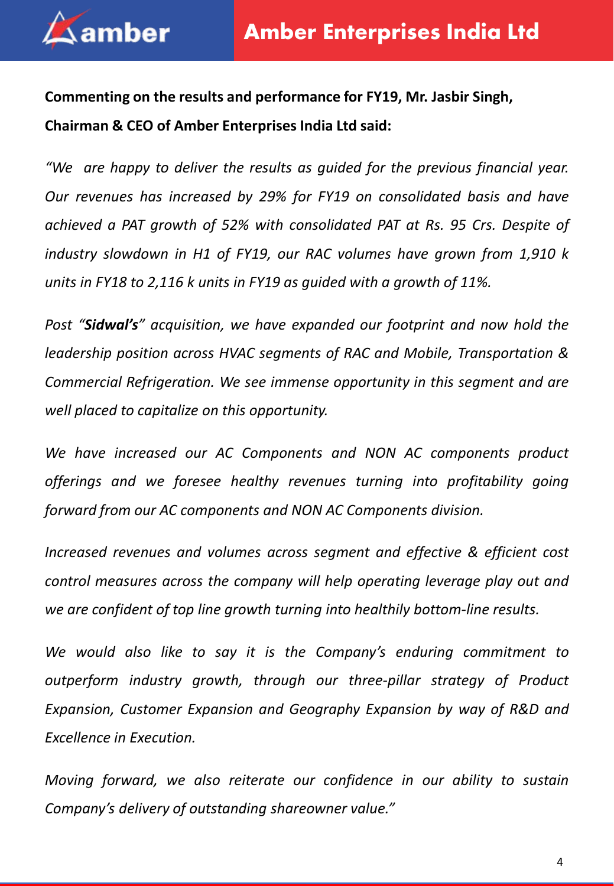**Commenting on the results and performance for FY19, Mr. Jasbir Singh, Chairman & CEO of Amber Enterprises India Ltd said:**

*"We are happy to deliver the results as guided for the previous financial year. Our revenues has increased by 29% for FY19 on consolidated basis and have achieved a PAT growth of 52% with consolidated PAT at Rs. 95 Crs. Despite of industry slowdown in H1 of FY19, our RAC volumes have grown from 1,910 k units in FY18 to 2,116 k units in FY19 as guided with a growth of 11%.*

*Post "**Sidwal's**" acquisition, we have expanded our footprint and now hold the leadership position across HVAC segments of RAC and Mobile, Transportation & Commercial Refrigeration. We see immense opportunity in this segment and are well placed to capitalize on this opportunity.*

*We have increased our AC Components and NON AC components product offerings and we foresee healthy revenues turning into profitability going forward from our AC components and NON AC Components division.*

*Increased revenues and volumes across segment and effective & efficient cost control measures across the company will help operating leverage play out and we are confident of top line growth turning into healthily bottom-line results.*

*We would also like to say it is the Company's enduring commitment to outperform industry growth, through our three-pillar strategy of Product Expansion, Customer Expansion and Geography Expansion by way of R&D and Excellence in Execution.*

*Moving forward, we also reiterate our confidence in our ability to sustain Company's delivery of outstanding shareowner value."*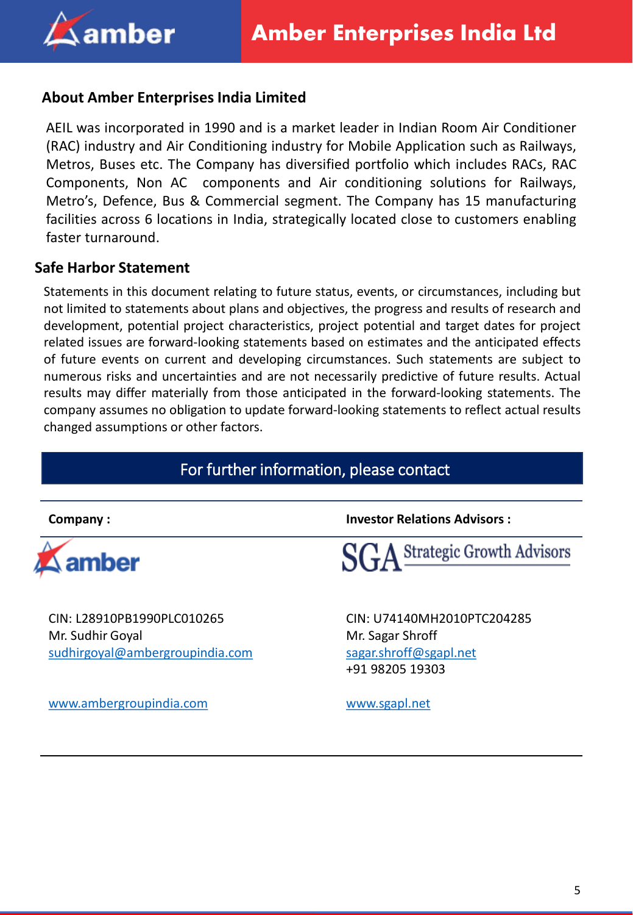## About Amber Enterprises India Limited

AEIL was incorporated in 1990 and is a market leader in Indian Room Air Conditioner (RAC) industry and Air Conditioning industry for Mobile Application such as Railways, Metros, Buses etc. The Company has diversified portfolio which includes RACs, RAC Components, Non AC components and Air conditioning solutions for Railways, Metro's, Defence, Bus & Commercial segment. The Company has 15 manufacturing facilities across 6 locations in India, strategically located close to customers enabling faster turnaround.

## Safe Harbor Statement

Statements in this document relating to future status, events, or circumstances, including but not limited to statements about plans and objectives, the progress and results of research and development, potential project characteristics, project potential and target dates for project related issues are forward-looking statements based on estimates and the anticipated effects of future events on current and developing circumstances. Such statements are subject to numerous risks and uncertainties and are not necessarily predictive of future results. Actual results may differ materially from those anticipated in the forward-looking statements. The company assumes no obligation to update forward-looking statements to reflect actual results changed assumptions or other factors.

## For further information, please contact

| Company : | Investor Relations Advisors : |
| --- | --- |
| amber | SGA Strategic Growth Advisors |
| CIN: L28910PB1990PLC010265<br>Mr. Sudhir Goyal<br>sudhirgoyal@ambergroupindia.com | CIN: U74140MH2010PTC204285<br>Mr. Sagar Shroff<br>sagar.shroff@sgapl.net<br>+91 98205 19303 |
| www.ambergroupindia.com | www.sgapl.net |